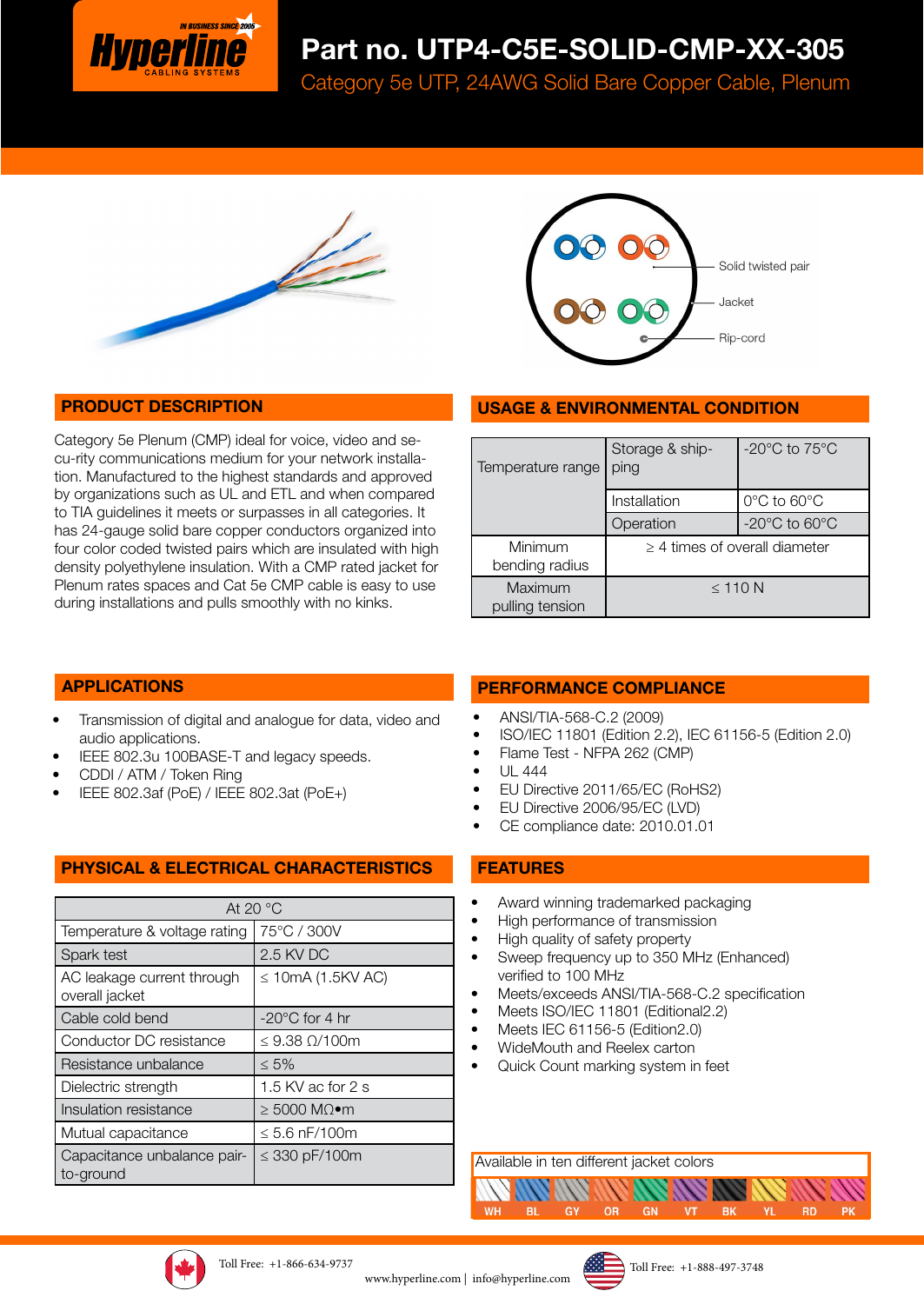# Part no. UTP4-C5E-SOLID-CMP-XX-305

Category 5e UTP, 24AWG Solid Bare Copper Cable, Plenum

Solid twisted pair

Jacket

Rip-cord

## PRODUCT DESCRIPTION

Category 5e Plenum (CMP) ideal for voice, video and se-cu-rity communications medium for your network installa-tion. Manufactured to the highest standards and approved by organizations such as UL and ETL and when compared to TIA guidelines it meets or surpasses in all categories. It has 24-gauge solid bare copper conductors organized into four color coded twisted pairs which are insulated with high density polyethylene insulation. With a CMP rated jacket for Plenum rates spaces and Cat 5e CMP cable is easy to use during installations and pulls smoothly with no kinks.

## USAGE & ENVIRONMENTAL CONDITION

| | | |
|---|---|---|
| Temperature range | Storage & shipping | -20°C to 75°C |
| | Installation | 0°C to 60°C |
| | Operation | -20°C to 60°C |
| Minimum bending radius | ≥ 4 times of overall diameter | |
| Maximum pulling tension | ≤ 110 N | |

## APPLICATIONS

- Transmission of digital and analogue for data, video and audio applications.
- IEEE 802.3u 100BASE-T and legacy speeds.
- CDDI / ATM / Token Ring
- IEEE 802.3af (PoE) / IEEE 802.3at (PoE+)

## PERFORMANCE COMPLIANCE

- ANSI/TIA-568-C.2 (2009)
- ISO/IEC 11801 (Edition 2.2), IEC 61156-5 (Edition 2.0)
- Flame Test - NFPA 262 (CMP)
- UL 444
- EU Directive 2011/65/EC (RoHS2)
- EU Directive 2006/95/EC (LVD)
- CE compliance date: 2010.01.01

## PHYSICAL & ELECTRICAL CHARACTERISTICS

| At 20 °C | |
|---|---|
| Temperature & voltage rating | 75°C / 300V |
| Spark test | 2.5 KV DC |
| AC leakage current through overall jacket | ≤ 10mA (1.5KV AC) |
| Cable cold bend | -20°C for 4 hr |
| Conductor DC resistance | ≤ 9.38 Ω/100m |
| Resistance unbalance | ≤ 5% |
| Dielectric strength | 1.5 KV ac for 2 s |
| Insulation resistance | ≥ 5000 MΩ•m |
| Mutual capacitance | ≤ 5.6 nF/100m |
| Capacitance unbalance pair-to-ground | ≤ 330 pF/100m |

## FEATURES

- Award winning trademarked packaging
- High performance of transmission
- High quality of safety property
- Sweep frequency up to 350 MHz (Enhanced) verified to 100 MHz
- Meets/exceeds ANSI/TIA-568-C.2 specification
- Meets ISO/IEC 11801 (Editional2.2)
- Meets IEC 61156-5 (Edition2.0)
- WideMouth and Reelex carton
- Quick Count marking system in feet

Available in ten different jacket colors

WH BL GY OR GN VT BK YL RD PK

Toll Free: +1-866-634-9737

www.hyperline.com | info@hyperline.com

Toll Free: +1-888-497-3748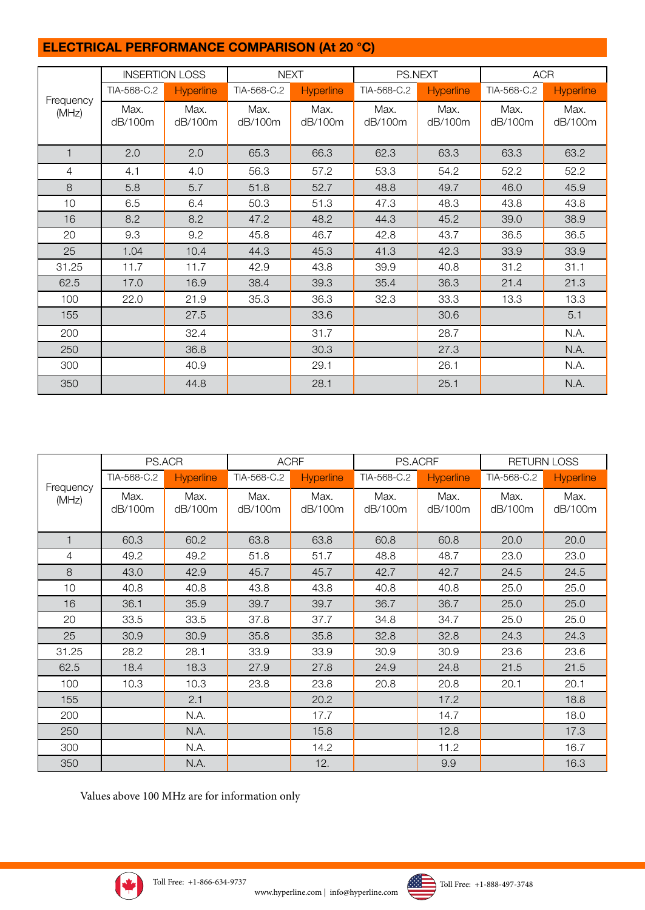## ELECTRICAL PERFORMANCE COMPARISON (At 20 °C)

| Frequency (MHz) | INSERTION LOSS | | NEXT | | PS.NEXT | | ACR | |
|---|---|---|---|---|---|---|---|---|
| | TIA-568-C.2 | Hyperline | TIA-568-C.2 | Hyperline | TIA-568-C.2 | Hyperline | TIA-568-C.2 | Hyperline |
| | Max. dB/100m | Max. dB/100m | Max. dB/100m | Max. dB/100m | Max. dB/100m | Max. dB/100m | Max. dB/100m | Max. dB/100m |
| 1 | 2.0 | 2.0 | 65.3 | 66.3 | 62.3 | 63.3 | 63.3 | 63.2 |
| 4 | 4.1 | 4.0 | 56.3 | 57.2 | 53.3 | 54.2 | 52.2 | 52.2 |
| 8 | 5.8 | 5.7 | 51.8 | 52.7 | 48.8 | 49.7 | 46.0 | 45.9 |
| 10 | 6.5 | 6.4 | 50.3 | 51.3 | 47.3 | 48.3 | 43.8 | 43.8 |
| 16 | 8.2 | 8.2 | 47.2 | 48.2 | 44.3 | 45.2 | 39.0 | 38.9 |
| 20 | 9.3 | 9.2 | 45.8 | 46.7 | 42.8 | 43.7 | 36.5 | 36.5 |
| 25 | 1.04 | 10.4 | 44.3 | 45.3 | 41.3 | 42.3 | 33.9 | 33.9 |
| 31.25 | 11.7 | 11.7 | 42.9 | 43.8 | 39.9 | 40.8 | 31.2 | 31.1 |
| 62.5 | 17.0 | 16.9 | 38.4 | 39.3 | 35.4 | 36.3 | 21.4 | 21.3 |
| 100 | 22.0 | 21.9 | 35.3 | 36.3 | 32.3 | 33.3 | 13.3 | 13.3 |
| 155 | | 27.5 | | 33.6 | | 30.6 | | 5.1 |
| 200 | | 32.4 | | 31.7 | | 28.7 | | N.A. |
| 250 | | 36.8 | | 30.3 | | 27.3 | | N.A. |
| 300 | | 40.9 | | 29.1 | | 26.1 | | N.A. |
| 350 | | 44.8 | | 28.1 | | 25.1 | | N.A. |

| Frequency (MHz) | PS.ACR | | ACRF | | PS.ACRF | | RETURN LOSS | |
|---|---|---|---|---|---|---|---|---|
| | TIA-568-C.2 | Hyperline | TIA-568-C.2 | Hyperline | TIA-568-C.2 | Hyperline | TIA-568-C.2 | Hyperline |
| | Max. dB/100m | Max. dB/100m | Max. dB/100m | Max. dB/100m | Max. dB/100m | Max. dB/100m | Max. dB/100m | Max. dB/100m |
| 1 | 60.3 | 60.2 | 63.8 | 63.8 | 60.8 | 60.8 | 20.0 | 20.0 |
| 4 | 49.2 | 49.2 | 51.8 | 51.7 | 48.8 | 48.7 | 23.0 | 23.0 |
| 8 | 43.0 | 42.9 | 45.7 | 45.7 | 42.7 | 42.7 | 24.5 | 24.5 |
| 10 | 40.8 | 40.8 | 43.8 | 43.8 | 40.8 | 40.8 | 25.0 | 25.0 |
| 16 | 36.1 | 35.9 | 39.7 | 39.7 | 36.7 | 36.7 | 25.0 | 25.0 |
| 20 | 33.5 | 33.5 | 37.8 | 37.7 | 34.8 | 34.7 | 25.0 | 25.0 |
| 25 | 30.9 | 30.9 | 35.8 | 35.8 | 32.8 | 32.8 | 24.3 | 24.3 |
| 31.25 | 28.2 | 28.1 | 33.9 | 33.9 | 30.9 | 30.9 | 23.6 | 23.6 |
| 62.5 | 18.4 | 18.3 | 27.9 | 27.8 | 24.9 | 24.8 | 21.5 | 21.5 |
| 100 | 10.3 | 10.3 | 23.8 | 23.8 | 20.8 | 20.8 | 20.1 | 20.1 |
| 155 | | 2.1 | | 20.2 | | 17.2 | | 18.8 |
| 200 | | N.A. | | 17.7 | | 14.7 | | 18.0 |
| 250 | | N.A. | | 15.8 | | 12.8 | | 17.3 |
| 300 | | N.A. | | 14.2 | | 11.2 | | 16.7 |
| 350 | | N.A. | | 12. | | 9.9 | | 16.3 |

Values above 100 MHz are for information only

Toll Free: +1-866-634-9737 www.hyperline.com | info@hyperline.com Toll Free: +1-888-497-3748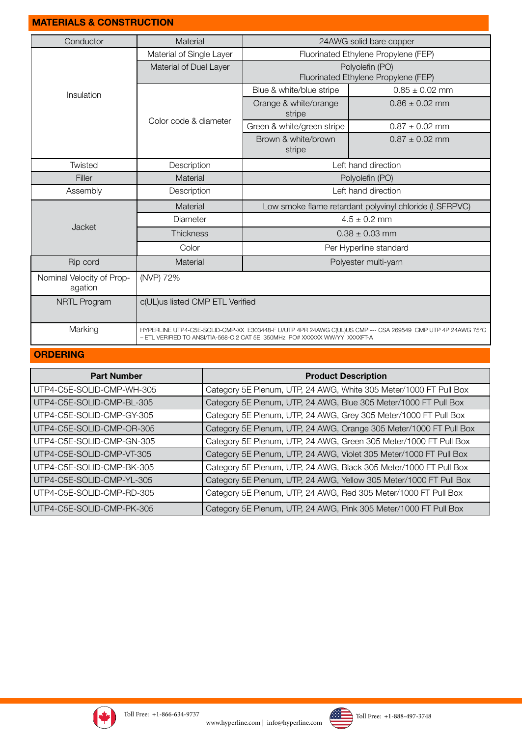## MATERIALS & CONSTRUCTION

| | | | |
|---|---|---|---|
| Conductor | Material | 24AWG solid bare copper | |
| Insulation | Material of Single Layer | Fluorinated Ethylene Propylene (FEP) | |
| | Material of Duel Layer | Polyolefin (PO)<br>Fluorinated Ethylene Propylene (FEP) | |
| | Color code & diameter | Blue & white/blue stripe | 0.85 ± 0.02 mm |
| | | Orange & white/orange stripe | 0.86 ± 0.02 mm |
| | | Green & white/green stripe | 0.87 ± 0.02 mm |
| | | Brown & white/brown stripe | 0.87 ± 0.02 mm |
| Twisted | Description | Left hand direction | |
| Filler | Material | Polyolefin (PO) | |
| Assembly | Description | Left hand direction | |
| Jacket | Material | Low smoke flame retardant polyvinyl chloride (LSFRPVC) | |
| | Diameter | 4.5 ± 0.2 mm | |
| | Thickness | 0.38 ± 0.03 mm | |
| | Color | Per Hyperline standard | |
| Rip cord | Material | Polyester multi-yarn | |
| Nominal Velocity of Propagation | (NVP) 72% | | |
| NRTL Program | c(UL)us listed CMP ETL Verified | | |
| Marking | HYPERLINE UTP4-C5E-SOLID-CMP-XX E303448-F U/UTP 4PR 24AWG C(UL)US CMP --- CSA 269549 CMP UTP 4P 24AWG 75°C – ETL VERIFIED TO ANSI/TIA-568-C.2 CAT 5E 350MHz PO# XXXXXX WW/YY XXXXFT-A | | |

## ORDERING

| Part Number | Product Description |
|---|---|
| UTP4-C5E-SOLID-CMP-WH-305 | Category 5E Plenum, UTP, 24 AWG, White 305 Meter/1000 FT Pull Box |
| UTP4-C5E-SOLID-CMP-BL-305 | Category 5E Plenum, UTP, 24 AWG, Blue 305 Meter/1000 FT Pull Box |
| UTP4-C5E-SOLID-CMP-GY-305 | Category 5E Plenum, UTP, 24 AWG, Grey 305 Meter/1000 FT Pull Box |
| UTP4-C5E-SOLID-CMP-OR-305 | Category 5E Plenum, UTP, 24 AWG, Orange 305 Meter/1000 FT Pull Box |
| UTP4-C5E-SOLID-CMP-GN-305 | Category 5E Plenum, UTP, 24 AWG, Green 305 Meter/1000 FT Pull Box |
| UTP4-C5E-SOLID-CMP-VT-305 | Category 5E Plenum, UTP, 24 AWG, Violet 305 Meter/1000 FT Pull Box |
| UTP4-C5E-SOLID-CMP-BK-305 | Category 5E Plenum, UTP, 24 AWG, Black 305 Meter/1000 FT Pull Box |
| UTP4-C5E-SOLID-CMP-YL-305 | Category 5E Plenum, UTP, 24 AWG, Yellow 305 Meter/1000 FT Pull Box |
| UTP4-C5E-SOLID-CMP-RD-305 | Category 5E Plenum, UTP, 24 AWG, Red 305 Meter/1000 FT Pull Box |
| UTP4-C5E-SOLID-CMP-PK-305 | Category 5E Plenum, UTP, 24 AWG, Pink 305 Meter/1000 FT Pull Box |

Toll Free: +1-866-634-9737

www.hyperline.com | info@hyperline.com

Toll Free: +1-888-497-3748